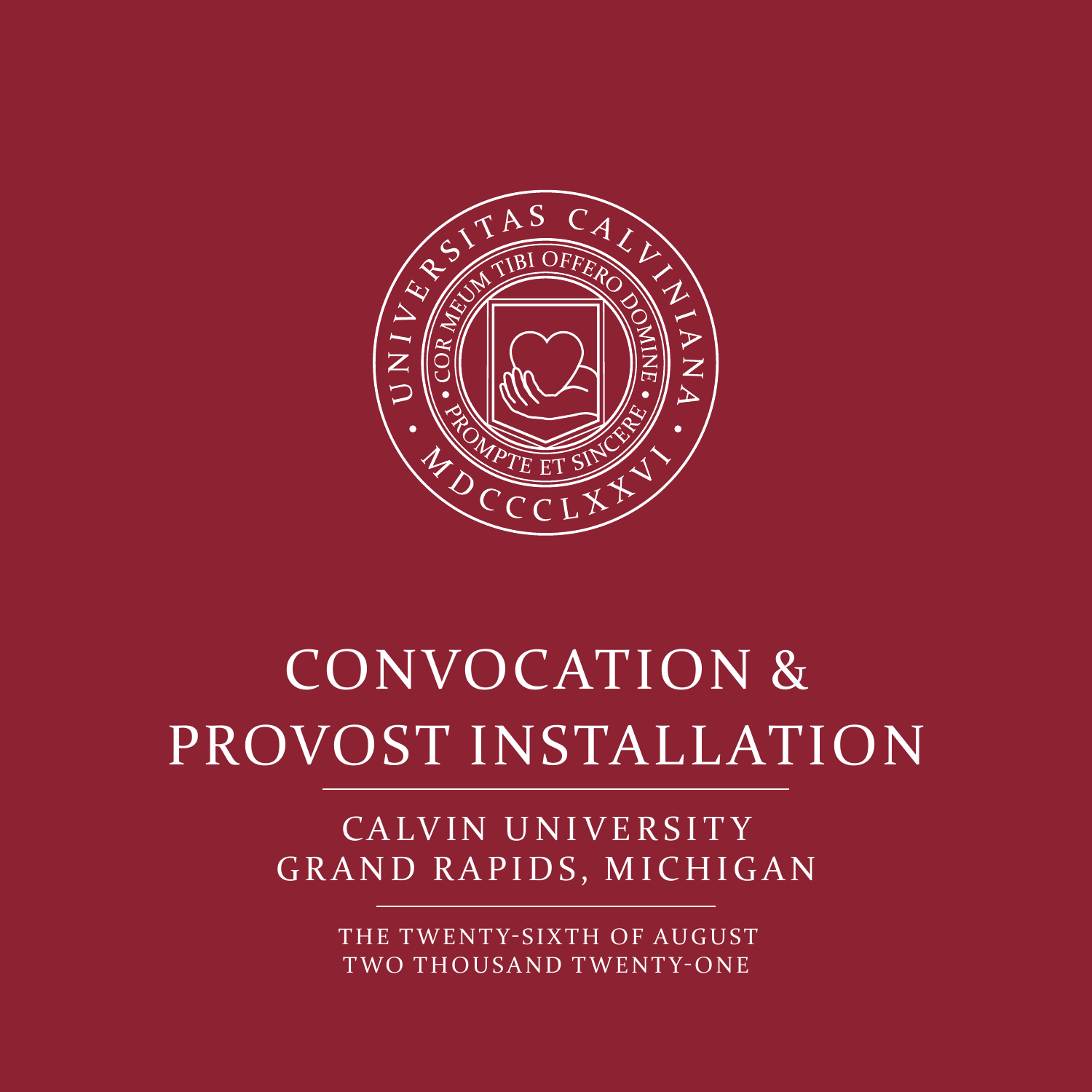# CONVOCATION & PROVOST INSTALLATION

CALVIN UNIVERSITY
GRAND RAPIDS, MICHIGAN

THE TWENTY-SIXTH OF AUGUST
TWO THOUSAND TWENTY-ONE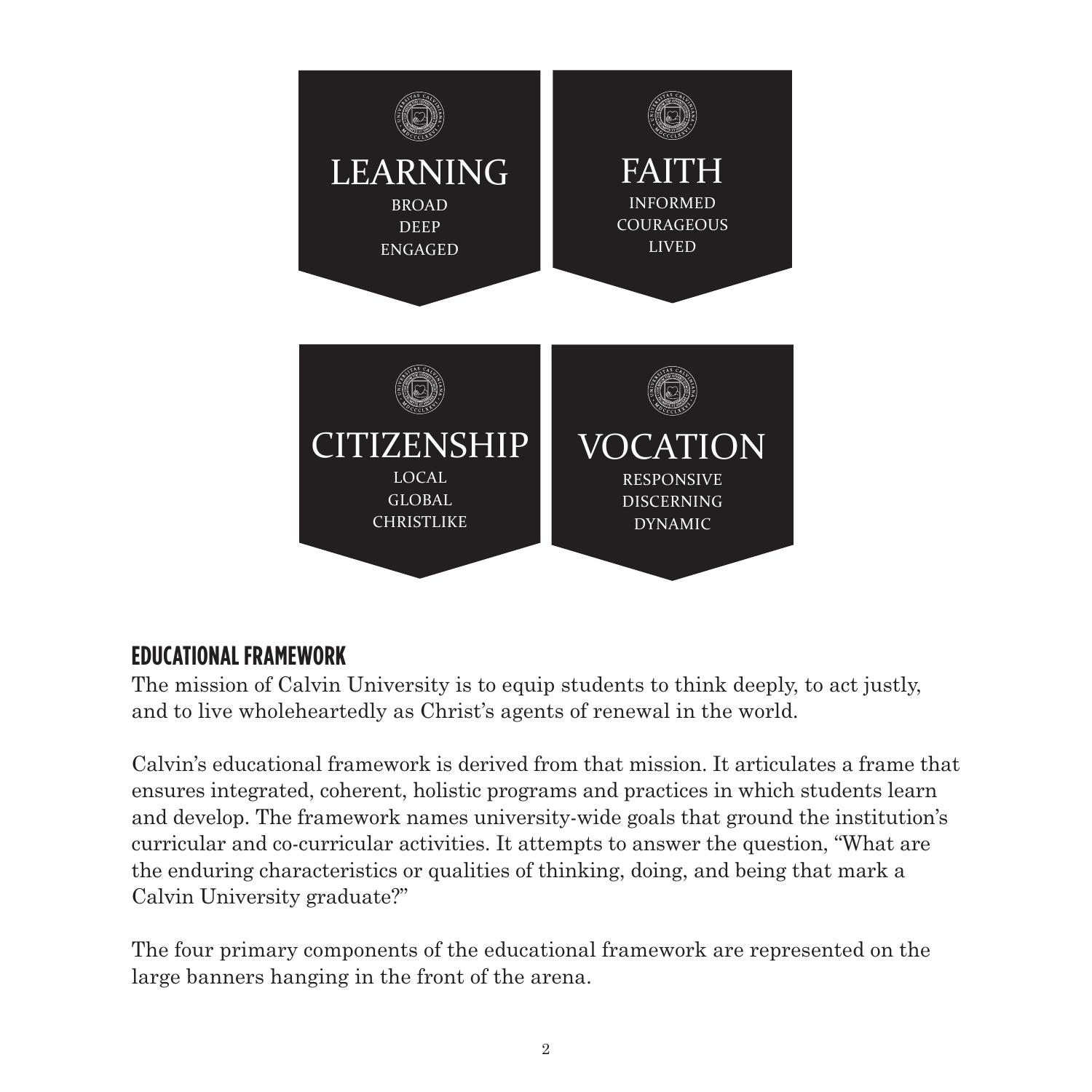**LEARNING**
BROAD
DEEP
ENGAGED

**FAITH**
INFORMED
COURAGEOUS
LIVED

**CITIZENSHIP**
LOCAL
GLOBAL
CHRISTLIKE

**VOCATION**
RESPONSIVE
DISCERNING
DYNAMIC

## EDUCATIONAL FRAMEWORK

The mission of Calvin University is to equip students to think deeply, to act justly, and to live wholeheartedly as Christ's agents of renewal in the world.

Calvin's educational framework is derived from that mission. It articulates a frame that ensures integrated, coherent, holistic programs and practices in which students learn and develop. The framework names university-wide goals that ground the institution's curricular and co-curricular activities. It attempts to answer the question, "What are the enduring characteristics or qualities of thinking, doing, and being that mark a Calvin University graduate?"

The four primary components of the educational framework are represented on the large banners hanging in the front of the arena.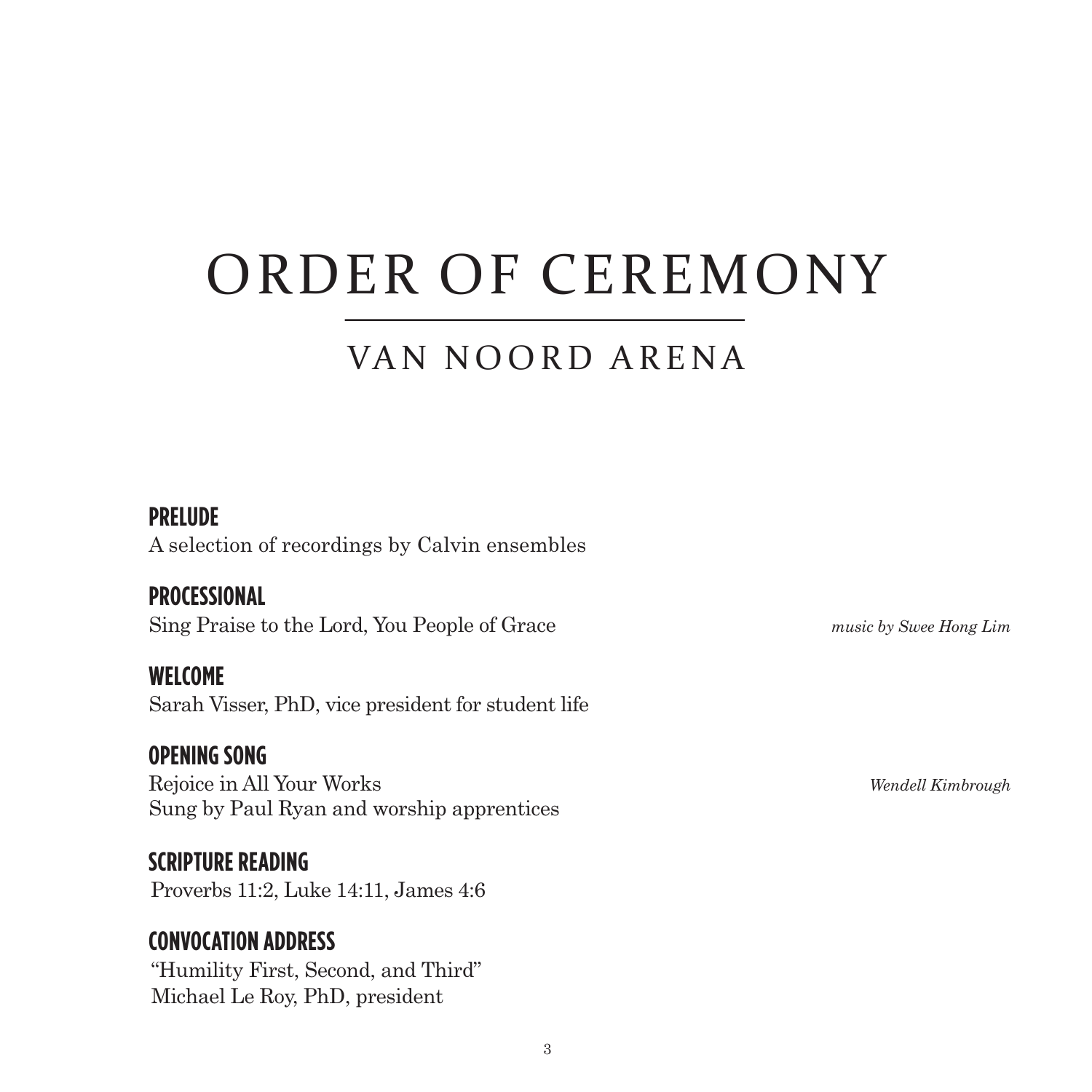# ORDER OF CEREMONY

## VAN NOORD ARENA

### PRELUDE

A selection of recordings by Calvin ensembles

### PROCESSIONAL

Sing Praise to the Lord, You People of Grace *music by Swee Hong Lim*

### WELCOME

Sarah Visser, PhD, vice president for student life

### OPENING SONG

Rejoice in All Your Works *Wendell Kimbrough*
Sung by Paul Ryan and worship apprentices

### SCRIPTURE READING

Proverbs 11:2, Luke 14:11, James 4:6

### CONVOCATION ADDRESS

"Humility First, Second, and Third"
Michael Le Roy, PhD, president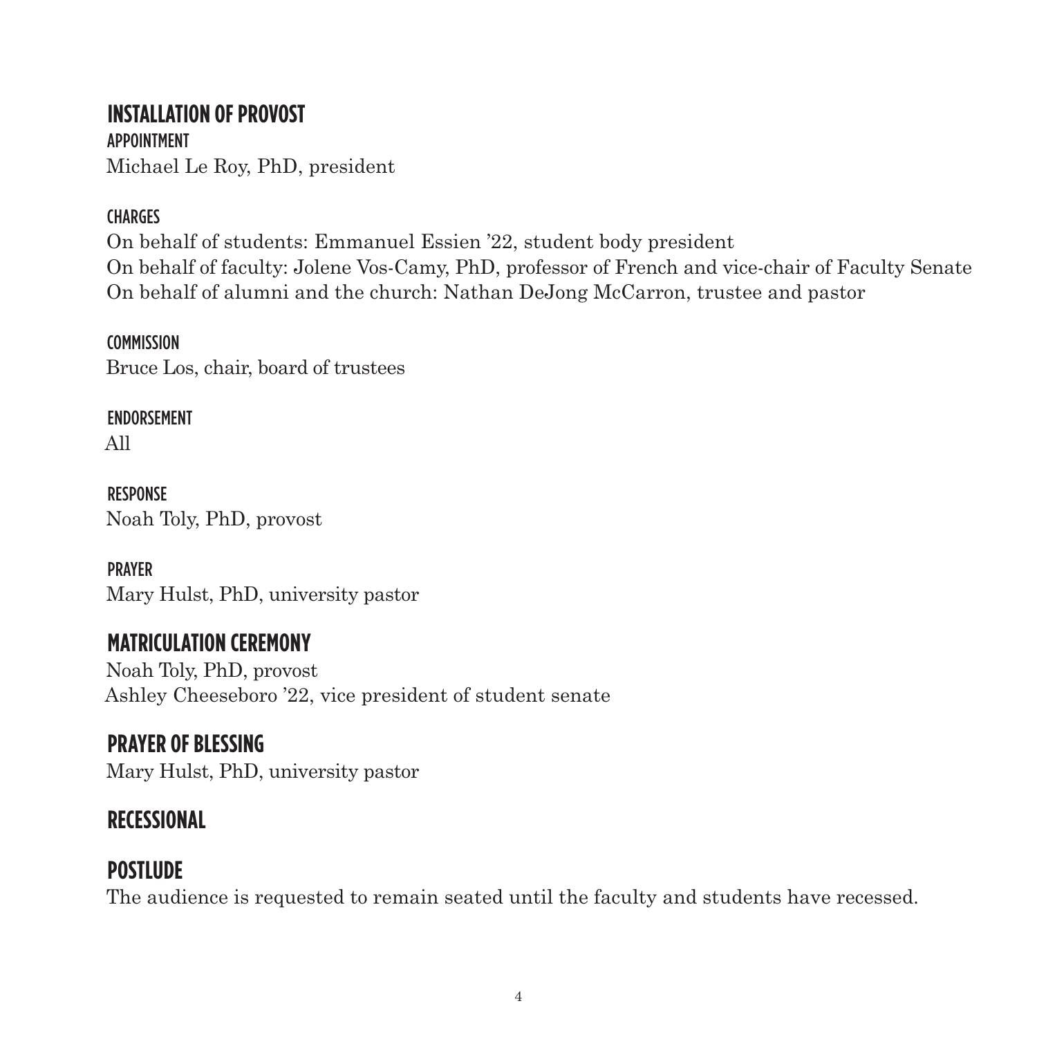## INSTALLATION OF PROVOST

### APPOINTMENT

Michael Le Roy, PhD, president

### CHARGES

On behalf of students: Emmanuel Essien ’22, student body president
On behalf of faculty: Jolene Vos-Camy, PhD, professor of French and vice-chair of Faculty Senate
On behalf of alumni and the church: Nathan DeJong McCarron, trustee and pastor

### COMMISSION

Bruce Los, chair, board of trustees

### ENDORSEMENT

All

### RESPONSE

Noah Toly, PhD, provost

### PRAYER

Mary Hulst, PhD, university pastor

## MATRICULATION CEREMONY

Noah Toly, PhD, provost
Ashley Cheeseboro ’22, vice president of student senate

## PRAYER OF BLESSING

Mary Hulst, PhD, university pastor

## RECESSIONAL

## POSTLUDE

The audience is requested to remain seated until the faculty and students have recessed.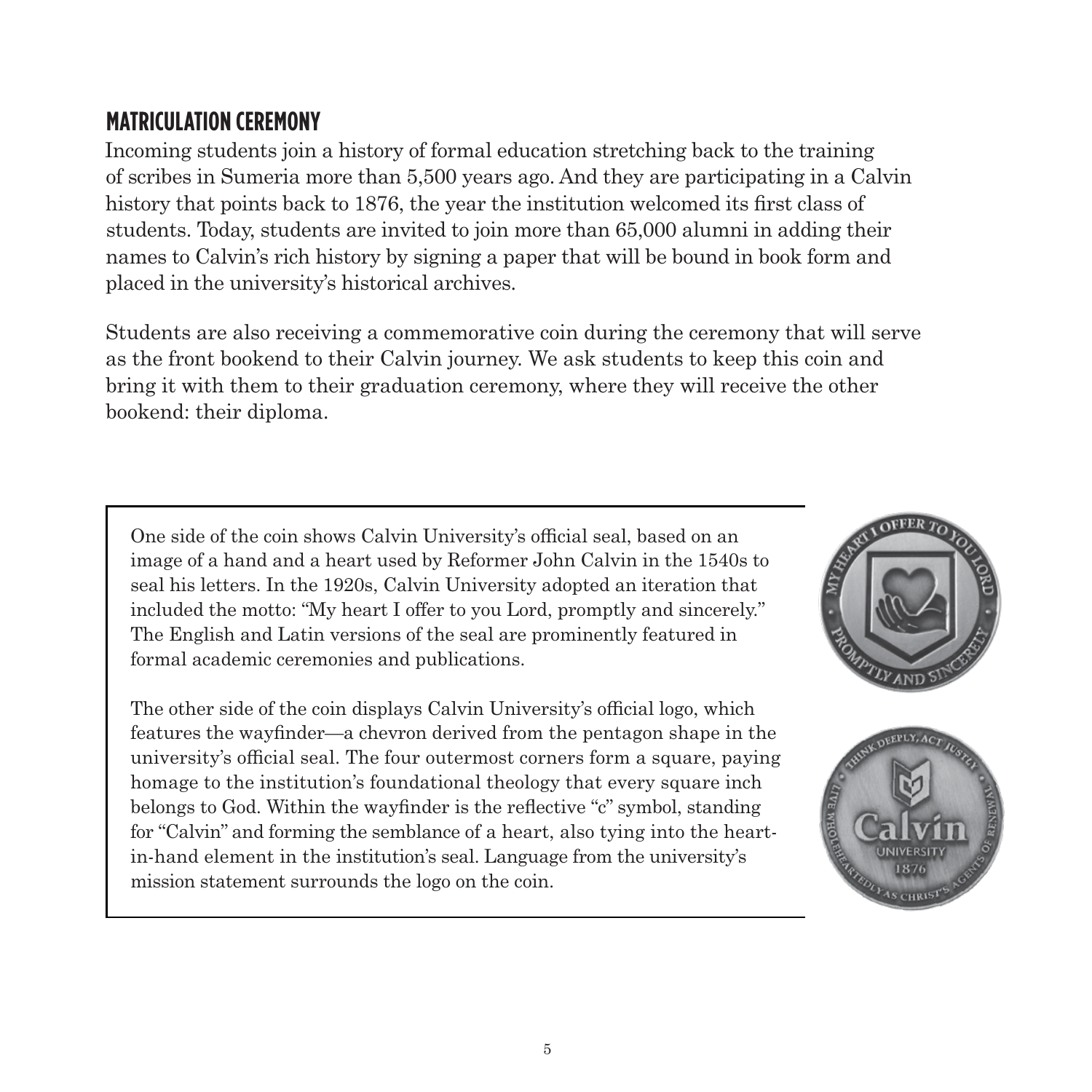## MATRICULATION CEREMONY

Incoming students join a history of formal education stretching back to the training of scribes in Sumeria more than 5,500 years ago. And they are participating in a Calvin history that points back to 1876, the year the institution welcomed its first class of students. Today, students are invited to join more than 65,000 alumni in adding their names to Calvin's rich history by signing a paper that will be bound in book form and placed in the university's historical archives.

Students are also receiving a commemorative coin during the ceremony that will serve as the front bookend to their Calvin journey. We ask students to keep this coin and bring it with them to their graduation ceremony, where they will receive the other bookend: their diploma.

One side of the coin shows Calvin University's official seal, based on an image of a hand and a heart used by Reformer John Calvin in the 1540s to seal his letters. In the 1920s, Calvin University adopted an iteration that included the motto: "My heart I offer to you Lord, promptly and sincerely." The English and Latin versions of the seal are prominently featured in formal academic ceremonies and publications.

The other side of the coin displays Calvin University's official logo, which features the wayfinder—a chevron derived from the pentagon shape in the university's official seal. The four outermost corners form a square, paying homage to the institution's foundational theology that every square inch belongs to God. Within the wayfinder is the reflective "c" symbol, standing for "Calvin" and forming the semblance of a heart, also tying into the heart-in-hand element in the institution's seal. Language from the university's mission statement surrounds the logo on the coin.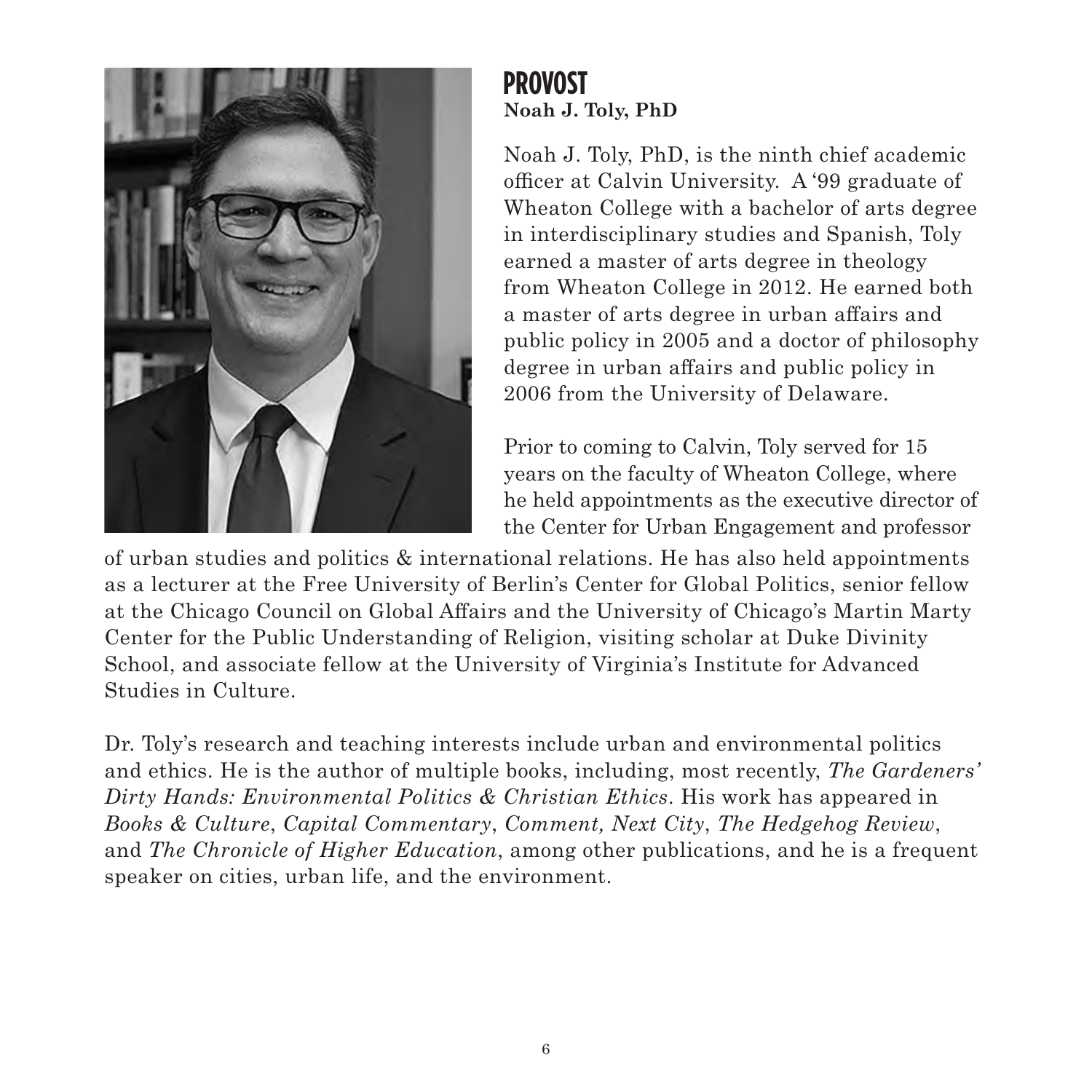## PROVOST

**Noah J. Toly, PhD**

Noah J. Toly, PhD, is the ninth chief academic officer at Calvin University. A '99 graduate of Wheaton College with a bachelor of arts degree in interdisciplinary studies and Spanish, Toly earned a master of arts degree in theology from Wheaton College in 2012. He earned both a master of arts degree in urban affairs and public policy in 2005 and a doctor of philosophy degree in urban affairs and public policy in 2006 from the University of Delaware.

Prior to coming to Calvin, Toly served for 15 years on the faculty of Wheaton College, where he held appointments as the executive director of the Center for Urban Engagement and professor of urban studies and politics & international relations. He has also held appointments as a lecturer at the Free University of Berlin's Center for Global Politics, senior fellow at the Chicago Council on Global Affairs and the University of Chicago's Martin Marty Center for the Public Understanding of Religion, visiting scholar at Duke Divinity School, and associate fellow at the University of Virginia's Institute for Advanced Studies in Culture.

Dr. Toly's research and teaching interests include urban and environmental politics and ethics. He is the author of multiple books, including, most recently, *The Gardeners' Dirty Hands: Environmental Politics & Christian Ethics*. His work has appeared in *Books & Culture*, *Capital Commentary*, *Comment, Next City*, *The Hedgehog Review*, and *The Chronicle of Higher Education*, among other publications, and he is a frequent speaker on cities, urban life, and the environment.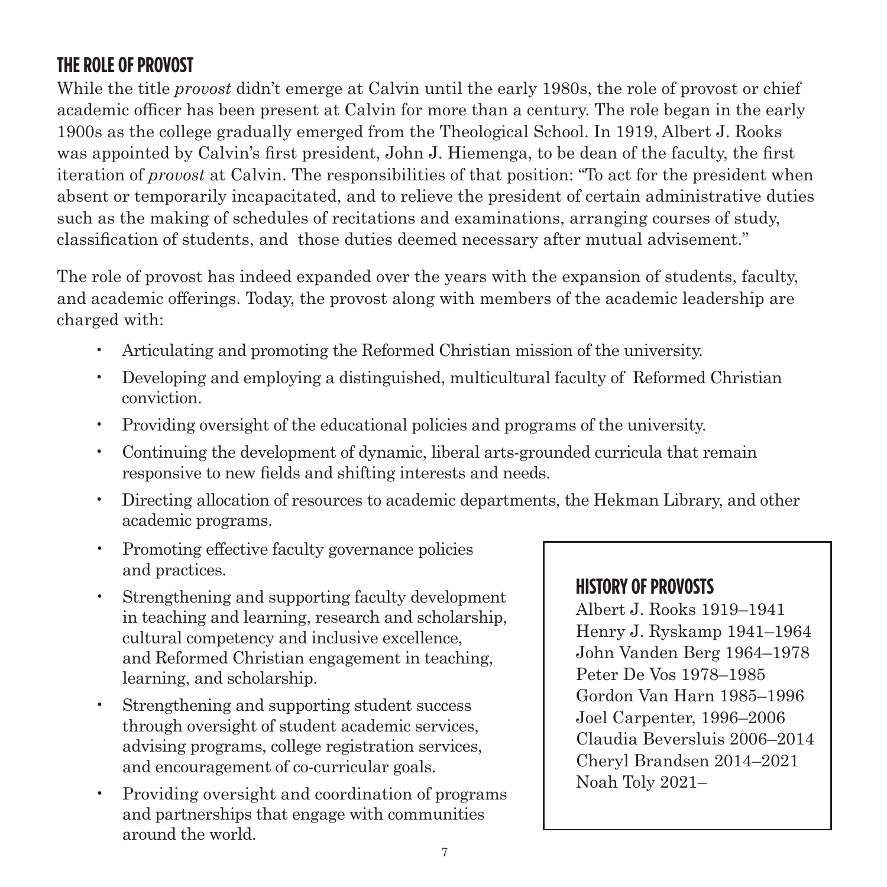## THE ROLE OF PROVOST

While the title *provost* didn't emerge at Calvin until the early 1980s, the role of provost or chief academic officer has been present at Calvin for more than a century. The role began in the early 1900s as the college gradually emerged from the Theological School. In 1919, Albert J. Rooks was appointed by Calvin's first president, John J. Hiemenga, to be dean of the faculty, the first iteration of *provost* at Calvin. The responsibilities of that position: "To act for the president when absent or temporarily incapacitated, and to relieve the president of certain administrative duties such as the making of schedules of recitations and examinations, arranging courses of study, classification of students, and those duties deemed necessary after mutual advisement."

The role of provost has indeed expanded over the years with the expansion of students, faculty, and academic offerings. Today, the provost along with members of the academic leadership are charged with:

- Articulating and promoting the Reformed Christian mission of the university.
- Developing and employing a distinguished, multicultural faculty of Reformed Christian conviction.
- Providing oversight of the educational policies and programs of the university.
- Continuing the development of dynamic, liberal arts-grounded curricula that remain responsive to new fields and shifting interests and needs.
- Directing allocation of resources to academic departments, the Hekman Library, and other academic programs.
- Promoting effective faculty governance policies and practices.
- Strengthening and supporting faculty development in teaching and learning, research and scholarship, cultural competency and inclusive excellence, and Reformed Christian engagement in teaching, learning, and scholarship.
- Strengthening and supporting student success through oversight of student academic services, advising programs, college registration services, and encouragement of co-curricular goals.
- Providing oversight and coordination of programs and partnerships that engage with communities around the world.

### HISTORY OF PROVOSTS

Albert J. Rooks 1919–1941
Henry J. Ryskamp 1941–1964
John Vanden Berg 1964–1978
Peter De Vos 1978–1985
Gordon Van Harn 1985–1996
Joel Carpenter, 1996–2006
Claudia Beversluis 2006–2014
Cheryl Brandsen 2014–2021
Noah Toly 2021–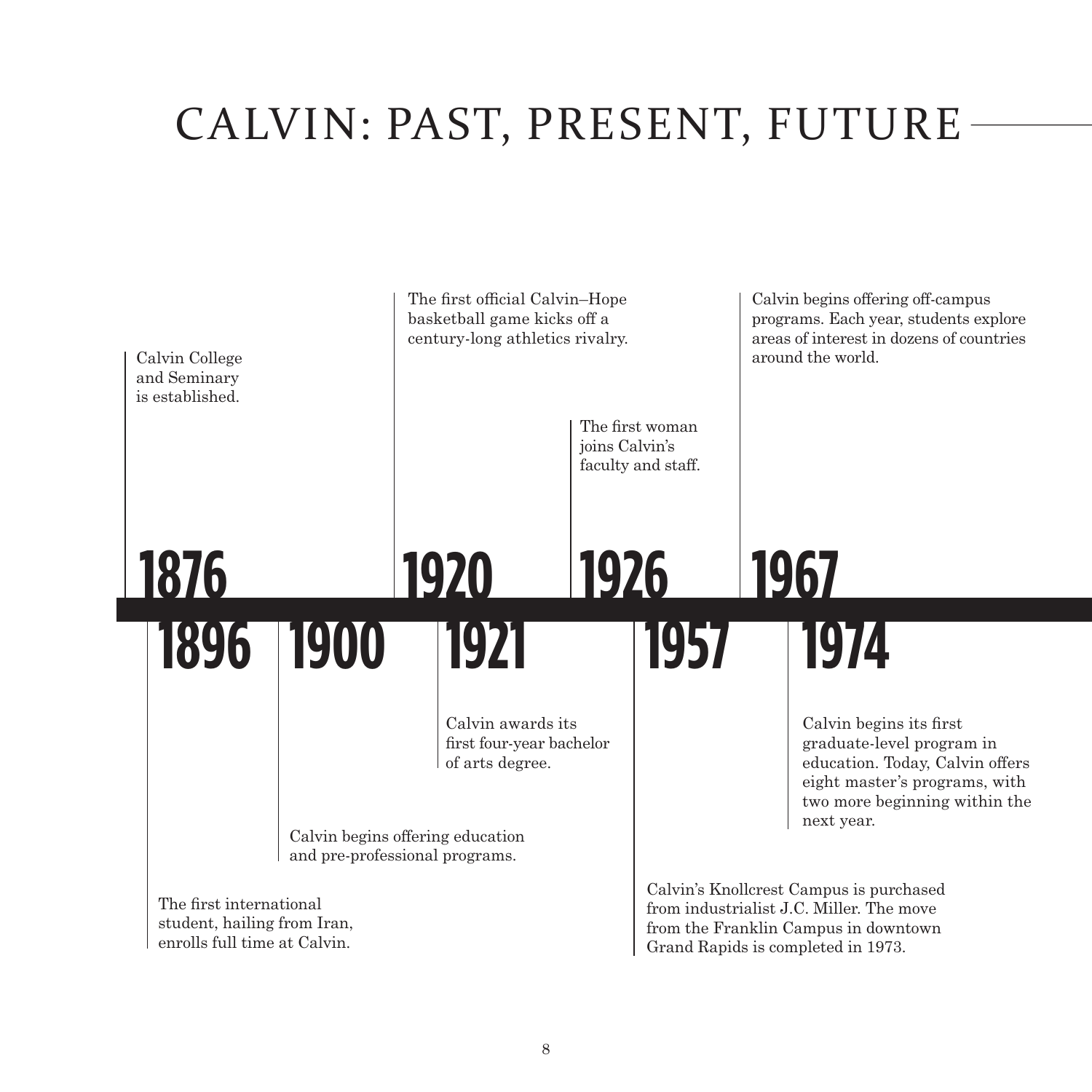# CALVIN: PAST, PRESENT, FUTURE

**1876**
Calvin College and Seminary is established.

**1896**
The first international student, hailing from Iran, enrolls full time at Calvin.

**1900**
Calvin begins offering education and pre-professional programs.

**1920**
The first official Calvin–Hope basketball game kicks off a century-long athletics rivalry.

**1921**
Calvin awards its first four-year bachelor of arts degree.

**1926**
The first woman joins Calvin's faculty and staff.

**1957**
Calvin's Knollcrest Campus is purchased from industrialist J.C. Miller. The move from the Franklin Campus in downtown Grand Rapids is completed in 1973.

**1967**
Calvin begins offering off-campus programs. Each year, students explore areas of interest in dozens of countries around the world.

**1974**
Calvin begins its first graduate-level program in education. Today, Calvin offers eight master's programs, with two more beginning within the next year.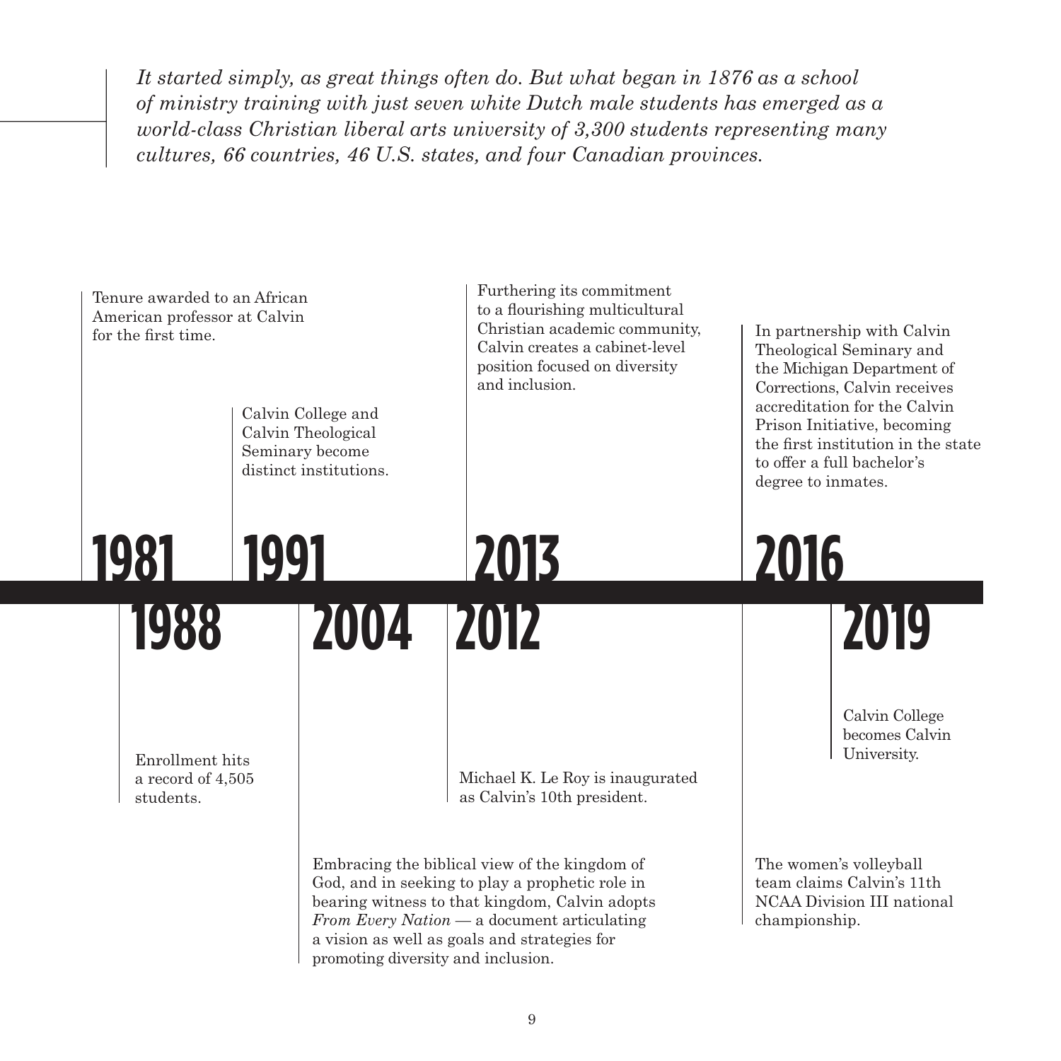*It started simply, as great things often do. But what began in 1876 as a school of ministry training with just seven white Dutch male students has emerged as a world-class Christian liberal arts university of 3,300 students representing many cultures, 66 countries, 46 U.S. states, and four Canadian provinces.*

**1981**

Tenure awarded to an African American professor at Calvin for the first time.

**1988**

Enrollment hits a record of 4,505 students.

**1991**

Calvin College and Calvin Theological Seminary become distinct institutions.

**2004**

Embracing the biblical view of the kingdom of God, and in seeking to play a prophetic role in bearing witness to that kingdom, Calvin adopts *From Every Nation* — a document articulating a vision as well as goals and strategies for promoting diversity and inclusion.

**2012**

Michael K. Le Roy is inaugurated as Calvin's 10th president.

**2013**

Furthering its commitment to a flourishing multicultural Christian academic community, Calvin creates a cabinet-level position focused on diversity and inclusion.

**2016**

In partnership with Calvin Theological Seminary and the Michigan Department of Corrections, Calvin receives accreditation for the Calvin Prison Initiative, becoming the first institution in the state to offer a full bachelor's degree to inmates.

The women's volleyball team claims Calvin's 11th NCAA Division III national championship.

**2019**

Calvin College becomes Calvin University.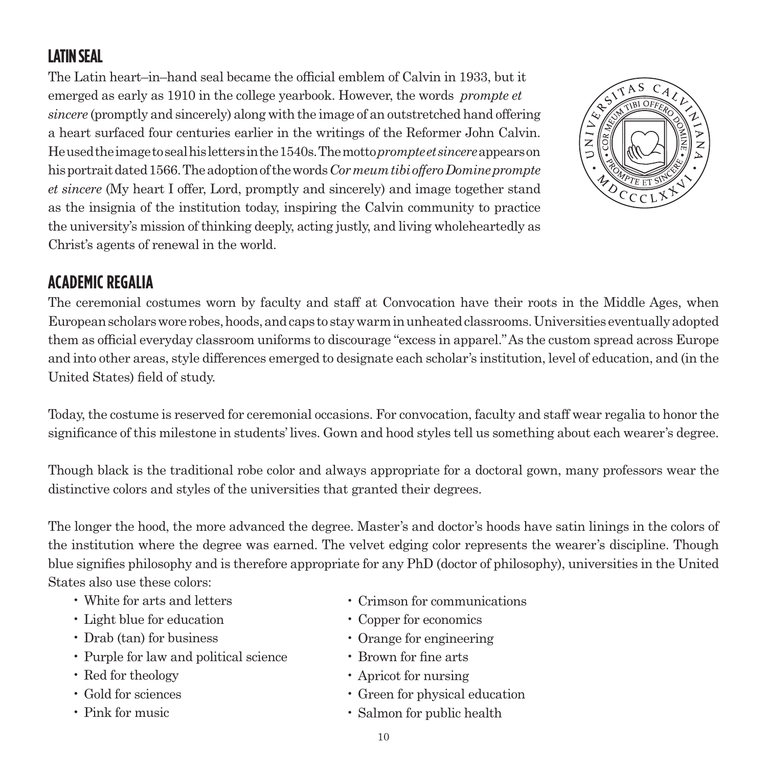## LATIN SEAL

The Latin heart–in–hand seal became the official emblem of Calvin in 1933, but it emerged as early as 1910 in the college yearbook. However, the words *prompte et sincere* (promptly and sincerely) along with the image of an outstretched hand offering a heart surfaced four centuries earlier in the writings of the Reformer John Calvin. He used the image to seal his letters in the 1540s. The motto *prompte et sincere* appears on his portrait dated 1566. The adoption of the words *Cor meum tibi offero Domine prompte et sincere* (My heart I offer, Lord, promptly and sincerely) and image together stand as the insignia of the institution today, inspiring the Calvin community to practice the university's mission of thinking deeply, acting justly, and living wholeheartedly as Christ's agents of renewal in the world.

## ACADEMIC REGALIA

The ceremonial costumes worn by faculty and staff at Convocation have their roots in the Middle Ages, when European scholars wore robes, hoods, and caps to stay warm in unheated classrooms. Universities eventually adopted them as official everyday classroom uniforms to discourage "excess in apparel." As the custom spread across Europe and into other areas, style differences emerged to designate each scholar's institution, level of education, and (in the United States) field of study.

Today, the costume is reserved for ceremonial occasions. For convocation, faculty and staff wear regalia to honor the significance of this milestone in students' lives. Gown and hood styles tell us something about each wearer's degree.

Though black is the traditional robe color and always appropriate for a doctoral gown, many professors wear the distinctive colors and styles of the universities that granted their degrees.

The longer the hood, the more advanced the degree. Master's and doctor's hoods have satin linings in the colors of the institution where the degree was earned. The velvet edging color represents the wearer's discipline. Though blue signifies philosophy and is therefore appropriate for any PhD (doctor of philosophy), universities in the United States also use these colors:

- White for arts and letters
- Light blue for education
- Drab (tan) for business
- Purple for law and political science
- Red for theology
- Gold for sciences
- Pink for music
- Crimson for communications
- Copper for economics
- Orange for engineering
- Brown for fine arts
- Apricot for nursing
- Green for physical education
- Salmon for public health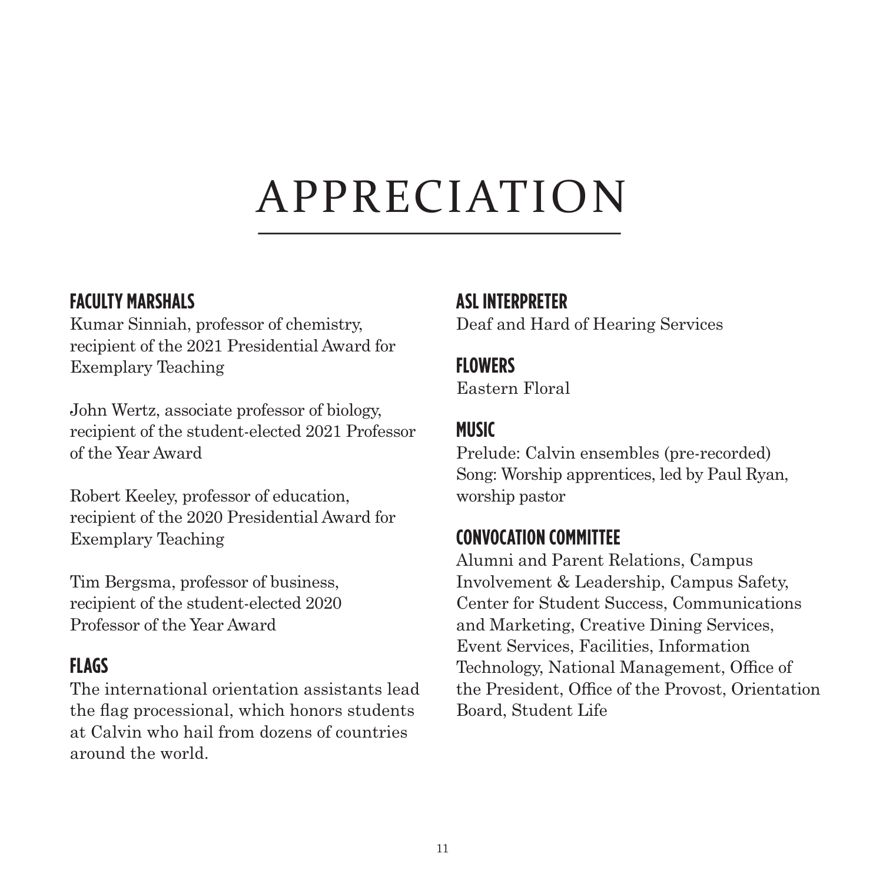# APPRECIATION

## FACULTY MARSHALS

Kumar Sinniah, professor of chemistry, recipient of the 2021 Presidential Award for Exemplary Teaching

John Wertz, associate professor of biology, recipient of the student-elected 2021 Professor of the Year Award

Robert Keeley, professor of education, recipient of the 2020 Presidential Award for Exemplary Teaching

Tim Bergsma, professor of business, recipient of the student-elected 2020 Professor of the Year Award

## FLAGS

The international orientation assistants lead the flag processional, which honors students at Calvin who hail from dozens of countries around the world.

## ASL INTERPRETER

Deaf and Hard of Hearing Services

## FLOWERS

Eastern Floral

## MUSIC

Prelude: Calvin ensembles (pre-recorded)
Song: Worship apprentices, led by Paul Ryan, worship pastor

## CONVOCATION COMMITTEE

Alumni and Parent Relations, Campus Involvement & Leadership, Campus Safety, Center for Student Success, Communications and Marketing, Creative Dining Services, Event Services, Facilities, Information Technology, National Management, Office of the President, Office of the Provost, Orientation Board, Student Life